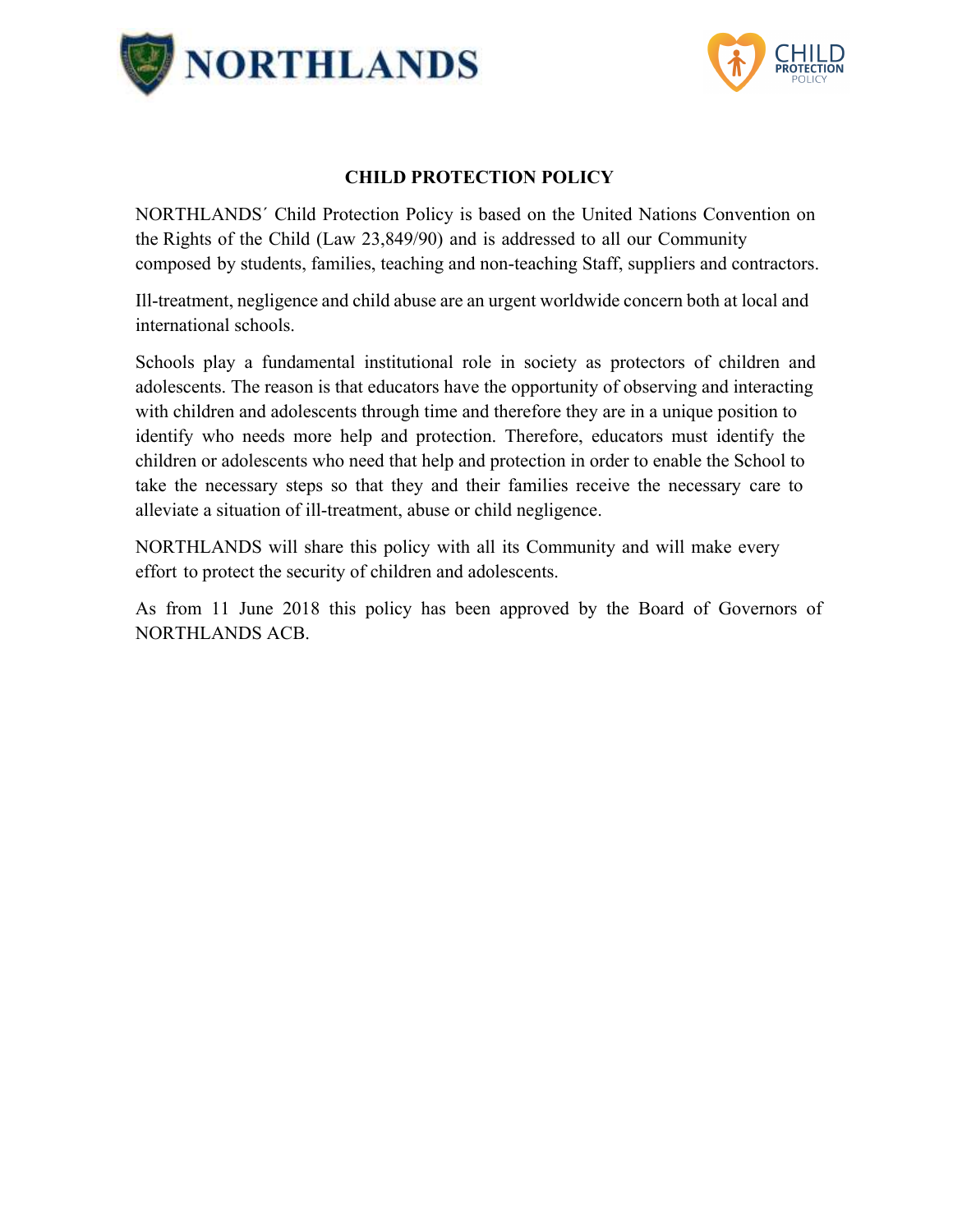NORTHLANDS

CHILD PROTECTION POLICY

# CHILD PROTECTION POLICY

NORTHLANDS´ Child Protection Policy is based on the United Nations Convention on the Rights of the Child (Law 23,849/90) and is addressed to all our Community composed by students, families, teaching and non-teaching Staff, suppliers and contractors.

Ill-treatment, negligence and child abuse are an urgent worldwide concern both at local and international schools.

Schools play a fundamental institutional role in society as protectors of children and adolescents. The reason is that educators have the opportunity of observing and interacting with children and adolescents through time and therefore they are in a unique position to identify who needs more help and protection. Therefore, educators must identify the children or adolescents who need that help and protection in order to enable the School to take the necessary steps so that they and their families receive the necessary care to alleviate a situation of ill-treatment, abuse or child negligence.

NORTHLANDS will share this policy with all its Community and will make every effort to protect the security of children and adolescents.

As from 11 June 2018 this policy has been approved by the Board of Governors of NORTHLANDS ACB.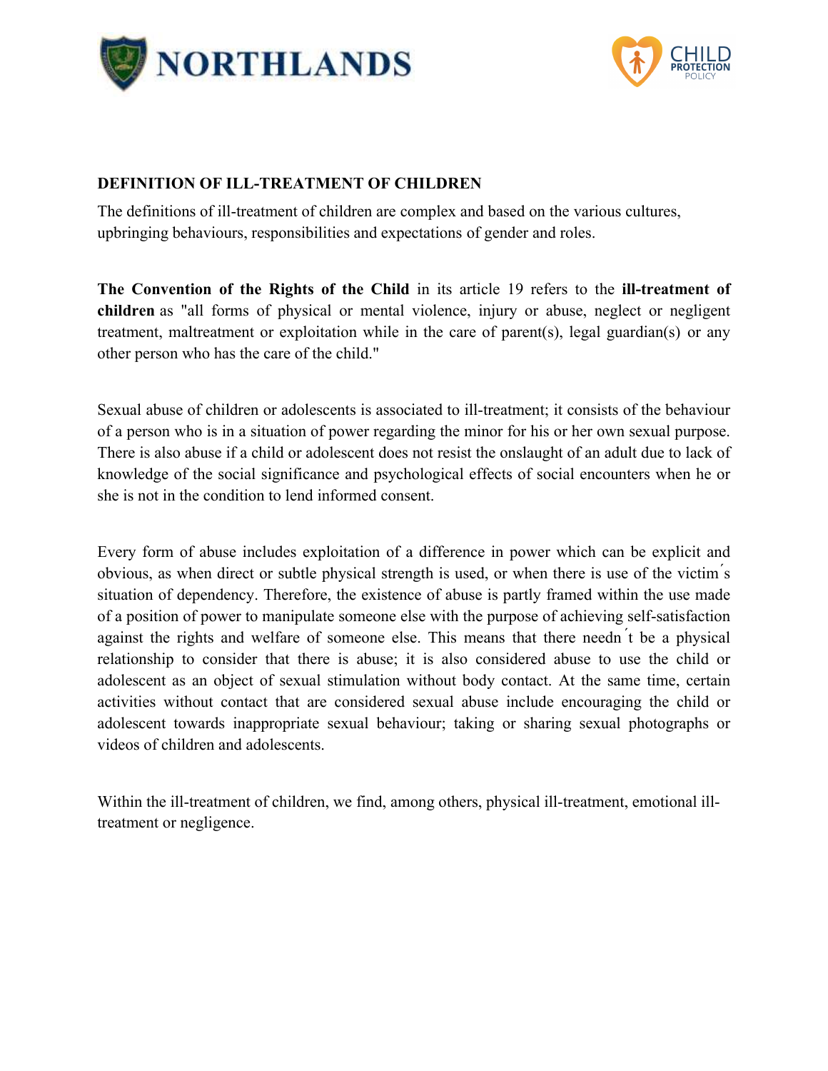## DEFINITION OF ILL-TREATMENT OF CHILDREN

The definitions of ill-treatment of children are complex and based on the various cultures, upbringing behaviours, responsibilities and expectations of gender and roles.

**The Convention of the Rights of the Child** in its article 19 refers to the **ill-treatment of children** as "all forms of physical or mental violence, injury or abuse, neglect or negligent treatment, maltreatment or exploitation while in the care of parent(s), legal guardian(s) or any other person who has the care of the child."

Sexual abuse of children or adolescents is associated to ill-treatment; it consists of the behaviour of a person who is in a situation of power regarding the minor for his or her own sexual purpose. There is also abuse if a child or adolescent does not resist the onslaught of an adult due to lack of knowledge of the social significance and psychological effects of social encounters when he or she is not in the condition to lend informed consent.

Every form of abuse includes exploitation of a difference in power which can be explicit and obvious, as when direct or subtle physical strength is used, or when there is use of the victim´s situation of dependency. Therefore, the existence of abuse is partly framed within the use made of a position of power to manipulate someone else with the purpose of achieving self-satisfaction against the rights and welfare of someone else. This means that there needn´t be a physical relationship to consider that there is abuse; it is also considered abuse to use the child or adolescent as an object of sexual stimulation without body contact. At the same time, certain activities without contact that are considered sexual abuse include encouraging the child or adolescent towards inappropriate sexual behaviour; taking or sharing sexual photographs or videos of children and adolescents.

Within the ill-treatment of children, we find, among others, physical ill-treatment, emotional ill-treatment or negligence.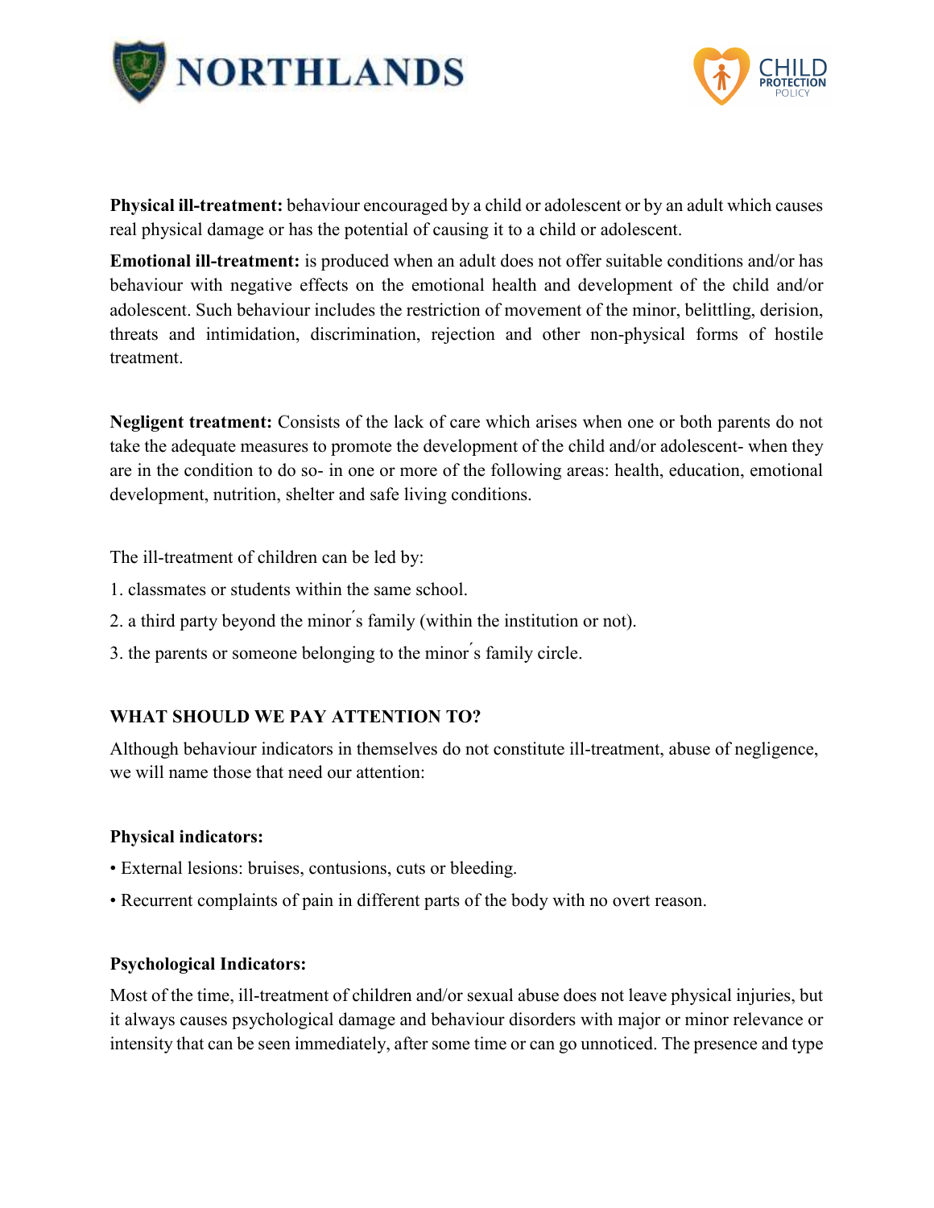**Physical ill-treatment:** behaviour encouraged by a child or adolescent or by an adult which causes real physical damage or has the potential of causing it to a child or adolescent.

**Emotional ill-treatment:** is produced when an adult does not offer suitable conditions and/or has behaviour with negative effects on the emotional health and development of the child and/or adolescent. Such behaviour includes the restriction of movement of the minor, belittling, derision, threats and intimidation, discrimination, rejection and other non-physical forms of hostile treatment.

**Negligent treatment:** Consists of the lack of care which arises when one or both parents do not take the adequate measures to promote the development of the child and/or adolescent- when they are in the condition to do so- in one or more of the following areas: health, education, emotional development, nutrition, shelter and safe living conditions.

The ill-treatment of children can be led by:

1. classmates or students within the same school.
2. a third party beyond the minor ́s family (within the institution or not).
3. the parents or someone belonging to the minor ́s family circle.

### WHAT SHOULD WE PAY ATTENTION TO?

Although behaviour indicators in themselves do not constitute ill-treatment, abuse of negligence, we will name those that need our attention:

**Physical indicators:**

- External lesions: bruises, contusions, cuts or bleeding.
- Recurrent complaints of pain in different parts of the body with no overt reason.

**Psychological Indicators:**

Most of the time, ill-treatment of children and/or sexual abuse does not leave physical injuries, but it always causes psychological damage and behaviour disorders with major or minor relevance or intensity that can be seen immediately, after some time or can go unnoticed. The presence and type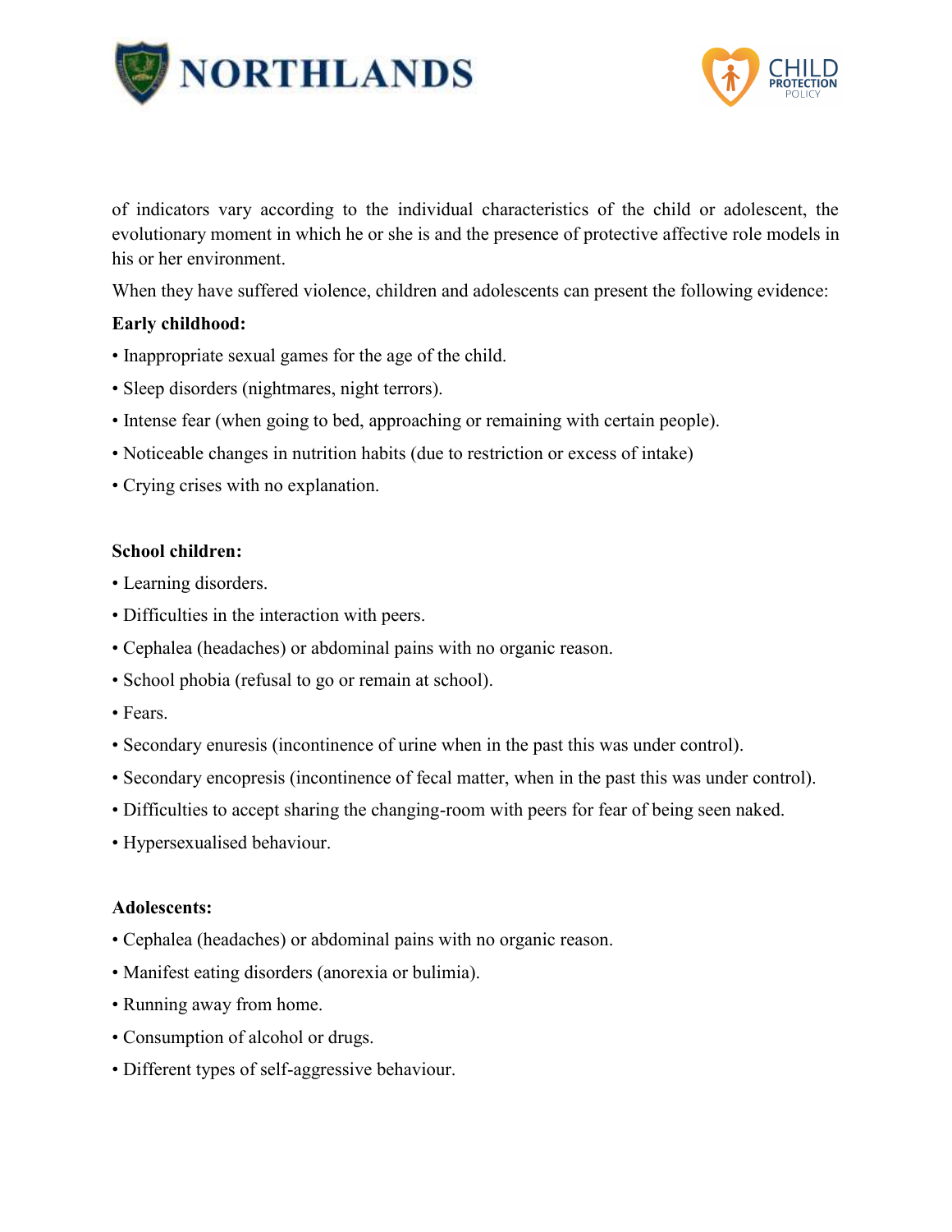of indicators vary according to the individual characteristics of the child or adolescent, the evolutionary moment in which he or she is and the presence of protective affective role models in his or her environment.

When they have suffered violence, children and adolescents can present the following evidence:

**Early childhood:**

- Inappropriate sexual games for the age of the child.
- Sleep disorders (nightmares, night terrors).
- Intense fear (when going to bed, approaching or remaining with certain people).
- Noticeable changes in nutrition habits (due to restriction or excess of intake)
- Crying crises with no explanation.

**School children:**

- Learning disorders.
- Difficulties in the interaction with peers.
- Cephalea (headaches) or abdominal pains with no organic reason.
- School phobia (refusal to go or remain at school).
- Fears.
- Secondary enuresis (incontinence of urine when in the past this was under control).
- Secondary encopresis (incontinence of fecal matter, when in the past this was under control).
- Difficulties to accept sharing the changing-room with peers for fear of being seen naked.
- Hypersexualised behaviour.

**Adolescents:**

- Cephalea (headaches) or abdominal pains with no organic reason.
- Manifest eating disorders (anorexia or bulimia).
- Running away from home.
- Consumption of alcohol or drugs.
- Different types of self-aggressive behaviour.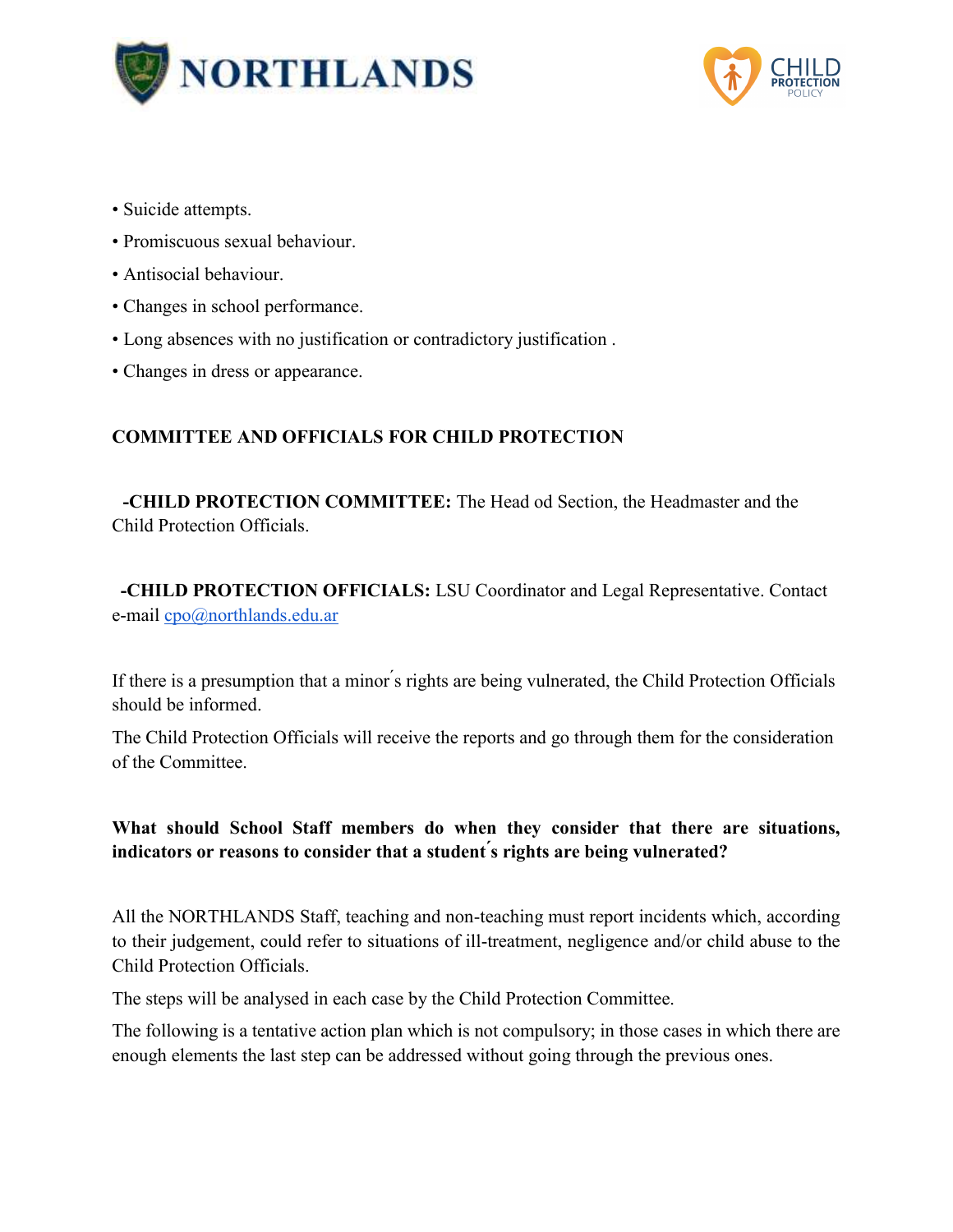- Suicide attempts.
- Promiscuous sexual behaviour.
- Antisocial behaviour.
- Changes in school performance.
- Long absences with no justification or contradictory justification .
- Changes in dress or appearance.

## COMMITTEE AND OFFICIALS FOR CHILD PROTECTION

**-CHILD PROTECTION COMMITTEE:** The Head od Section, the Headmaster and the Child Protection Officials.

**-CHILD PROTECTION OFFICIALS:** LSU Coordinator and Legal Representative. Contact e-mail cpo@northlands.edu.ar

If there is a presumption that a minor´s rights are being vulnerated, the Child Protection Officials should be informed.

The Child Protection Officials will receive the reports and go through them for the consideration of the Committee.

**What should School Staff members do when they consider that there are situations, indicators or reasons to consider that a student´s rights are being vulnerated?**

All the NORTHLANDS Staff, teaching and non-teaching must report incidents which, according to their judgement, could refer to situations of ill-treatment, negligence and/or child abuse to the Child Protection Officials.

The steps will be analysed in each case by the Child Protection Committee.

The following is a tentative action plan which is not compulsory; in those cases in which there are enough elements the last step can be addressed without going through the previous ones.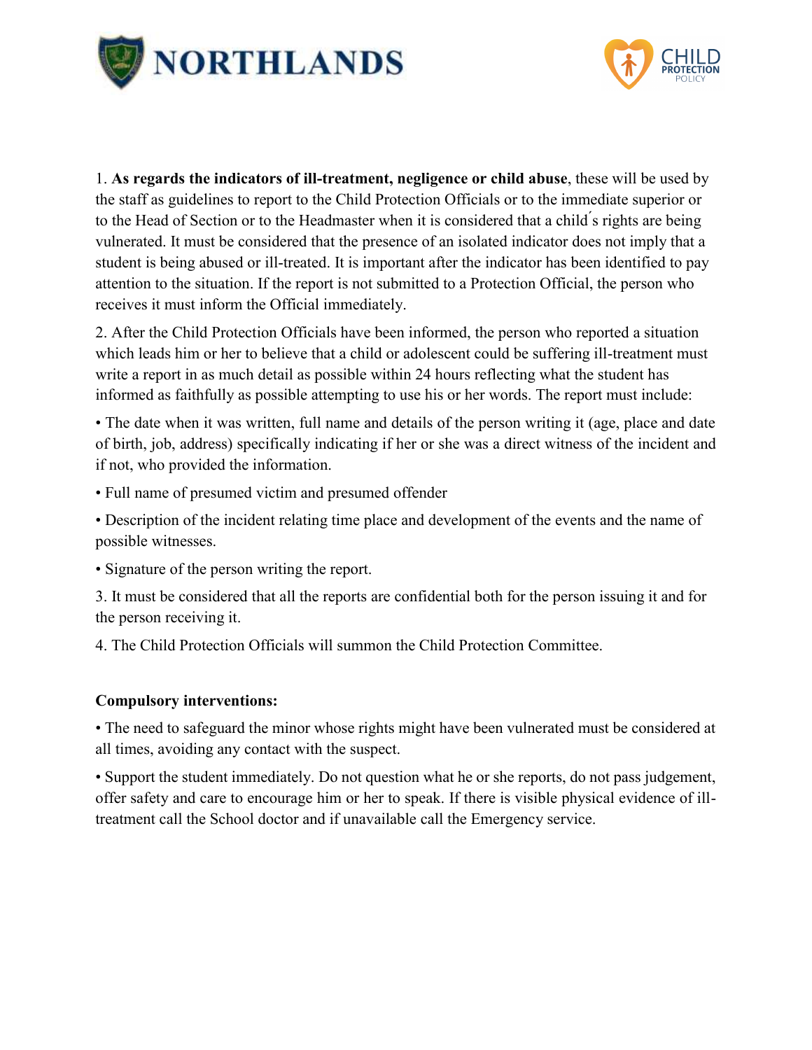1. **As regards the indicators of ill-treatment, negligence or child abuse**, these will be used by the staff as guidelines to report to the Child Protection Officials or to the immediate superior or to the Head of Section or to the Headmaster when it is considered that a child´s rights are being vulnerated. It must be considered that the presence of an isolated indicator does not imply that a student is being abused or ill-treated. It is important after the indicator has been identified to pay attention to the situation. If the report is not submitted to a Protection Official, the person who receives it must inform the Official immediately.

2. After the Child Protection Officials have been informed, the person who reported a situation which leads him or her to believe that a child or adolescent could be suffering ill-treatment must write a report in as much detail as possible within 24 hours reflecting what the student has informed as faithfully as possible attempting to use his or her words. The report must include:

• The date when it was written, full name and details of the person writing it (age, place and date of birth, job, address) specifically indicating if her or she was a direct witness of the incident and if not, who provided the information.

• Full name of presumed victim and presumed offender

• Description of the incident relating time place and development of the events and the name of possible witnesses.

• Signature of the person writing the report.

3. It must be considered that all the reports are confidential both for the person issuing it and for the person receiving it.

4. The Child Protection Officials will summon the Child Protection Committee.

**Compulsory interventions:**

• The need to safeguard the minor whose rights might have been vulnerated must be considered at all times, avoiding any contact with the suspect.

• Support the student immediately. Do not question what he or she reports, do not pass judgement, offer safety and care to encourage him or her to speak. If there is visible physical evidence of ill-treatment call the School doctor and if unavailable call the Emergency service.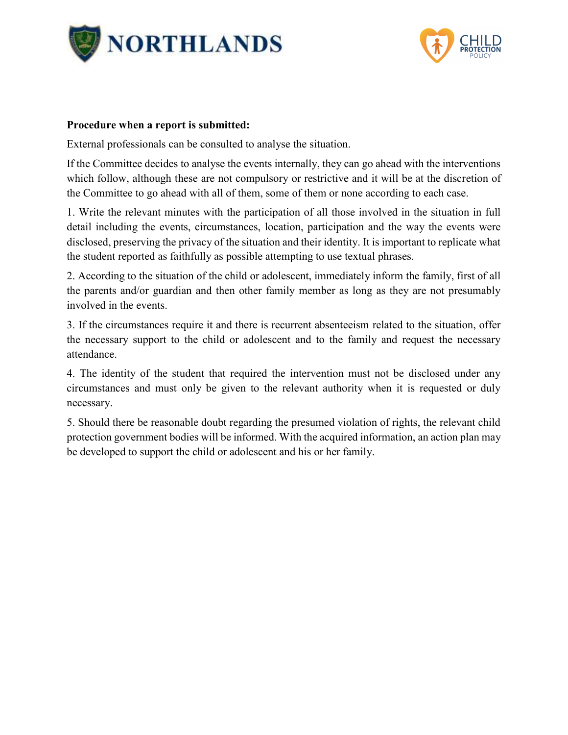**Procedure when a report is submitted:**

External professionals can be consulted to analyse the situation.

If the Committee decides to analyse the events internally, they can go ahead with the interventions which follow, although these are not compulsory or restrictive and it will be at the discretion of the Committee to go ahead with all of them, some of them or none according to each case.

1. Write the relevant minutes with the participation of all those involved in the situation in full detail including the events, circumstances, location, participation and the way the events were disclosed, preserving the privacy of the situation and their identity. It is important to replicate what the student reported as faithfully as possible attempting to use textual phrases.

2. According to the situation of the child or adolescent, immediately inform the family, first of all the parents and/or guardian and then other family member as long as they are not presumably involved in the events.

3. If the circumstances require it and there is recurrent absenteeism related to the situation, offer the necessary support to the child or adolescent and to the family and request the necessary attendance.

4. The identity of the student that required the intervention must not be disclosed under any circumstances and must only be given to the relevant authority when it is requested or duly necessary.

5. Should there be reasonable doubt regarding the presumed violation of rights, the relevant child protection government bodies will be informed. With the acquired information, an action plan may be developed to support the child or adolescent and his or her family.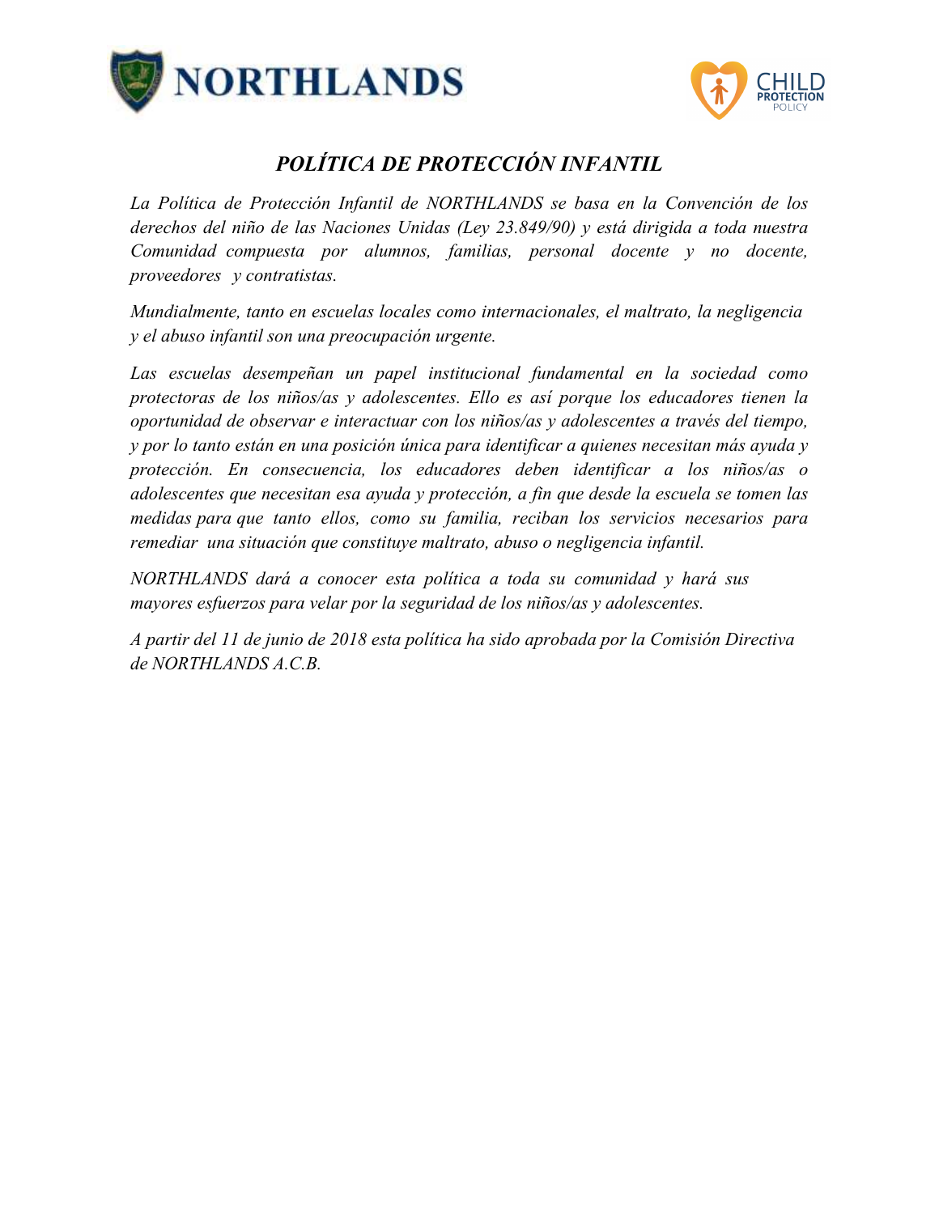# *POLÍTICA DE PROTECCIÓN INFANTIL*

*La Política de Protección Infantil de NORTHLANDS se basa en la Convención de los derechos del niño de las Naciones Unidas (Ley 23.849/90) y está dirigida a toda nuestra Comunidad compuesta por alumnos, familias, personal docente y no docente, proveedores y contratistas.*

*Mundialmente, tanto en escuelas locales como internacionales, el maltrato, la negligencia y el abuso infantil son una preocupación urgente.*

*Las escuelas desempeñan un papel institucional fundamental en la sociedad como protectoras de los niños/as y adolescentes. Ello es así porque los educadores tienen la oportunidad de observar e interactuar con los niños/as y adolescentes a través del tiempo, y por lo tanto están en una posición única para identificar a quienes necesitan más ayuda y protección. En consecuencia, los educadores deben identificar a los niños/as o adolescentes que necesitan esa ayuda y protección, a fin que desde la escuela se tomen las medidas para que tanto ellos, como su familia, reciban los servicios necesarios para remediar una situación que constituye maltrato, abuso o negligencia infantil.*

*NORTHLANDS dará a conocer esta política a toda su comunidad y hará sus mayores esfuerzos para velar por la seguridad de los niños/as y adolescentes.*

*A partir del 11 de junio de 2018 esta política ha sido aprobada por la Comisión Directiva de NORTHLANDS A.C.B.*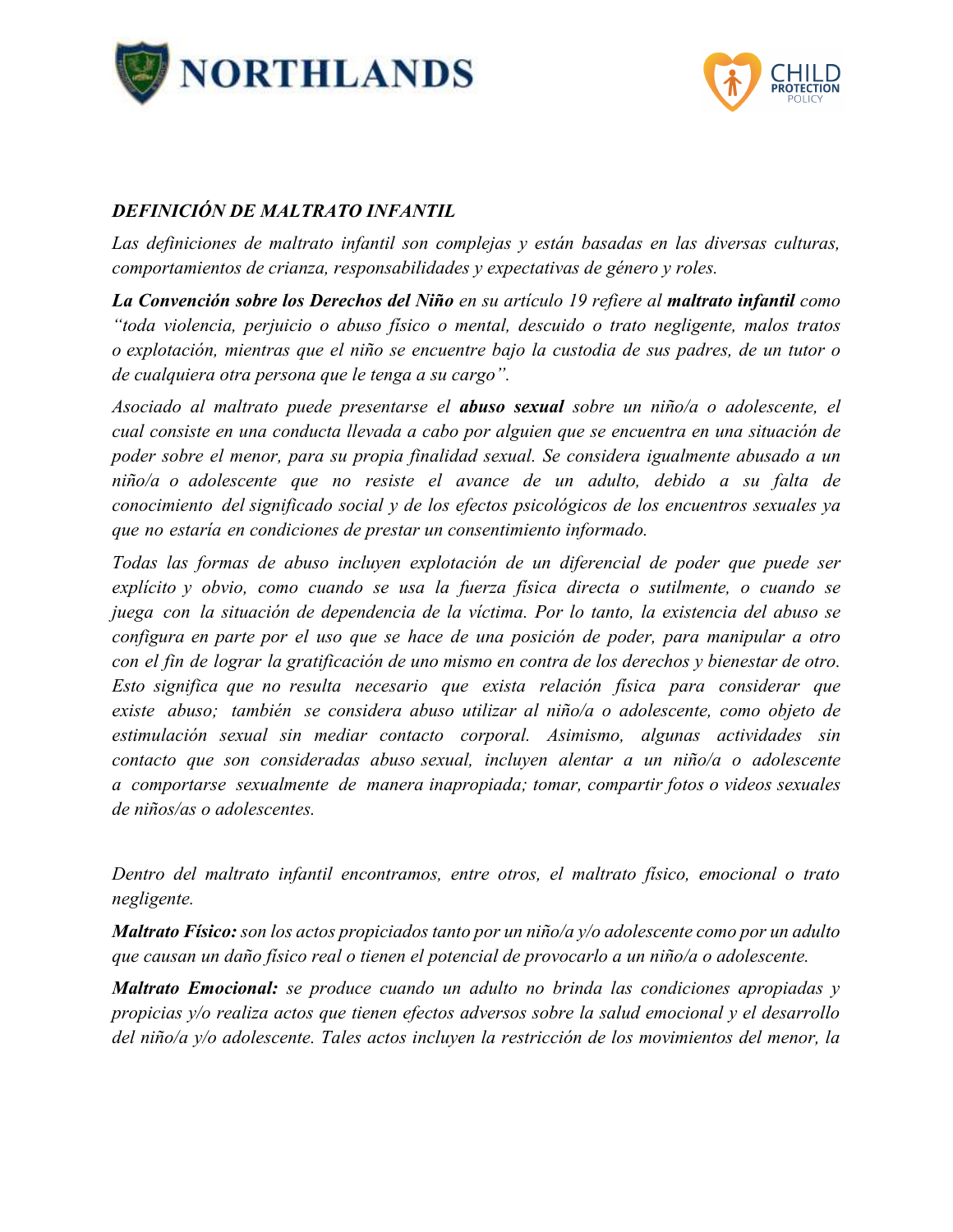***DEFINICIÓN DE MALTRATO INFANTIL***

*Las definiciones de maltrato infantil son complejas y están basadas en las diversas culturas, comportamientos de crianza, responsabilidades y expectativas de género y roles.*

***La Convención sobre los Derechos del Niño*** *en su artículo 19 refiere al* ***maltrato infantil*** *como "toda violencia, perjuicio o abuso físico o mental, descuido o trato negligente, malos tratos o explotación, mientras que el niño se encuentre bajo la custodia de sus padres, de un tutor o de cualquiera otra persona que le tenga a su cargo".*

*Asociado al maltrato puede presentarse el* ***abuso sexual*** *sobre un niño/a o adolescente, el cual consiste en una conducta llevada a cabo por alguien que se encuentra en una situación de poder sobre el menor, para su propia finalidad sexual. Se considera igualmente abusado a un niño/a o adolescente que no resiste el avance de un adulto, debido a su falta de conocimiento del significado social y de los efectos psicológicos de los encuentros sexuales ya que no estaría en condiciones de prestar un consentimiento informado.*

*Todas las formas de abuso incluyen explotación de un diferencial de poder que puede ser explícito y obvio, como cuando se usa la fuerza física directa o sutilmente, o cuando se juega con la situación de dependencia de la víctima. Por lo tanto, la existencia del abuso se configura en parte por el uso que se hace de una posición de poder, para manipular a otro con el fin de lograr la gratificación de uno mismo en contra de los derechos y bienestar de otro. Esto significa que no resulta necesario que exista relación física para considerar que existe abuso; también se considera abuso utilizar al niño/a o adolescente, como objeto de estimulación sexual sin mediar contacto corporal. Asimismo, algunas actividades sin contacto que son consideradas abuso sexual, incluyen alentar a un niño/a o adolescente a comportarse sexualmente de manera inapropiada; tomar, compartir fotos o videos sexuales de niños/as o adolescentes.*

*Dentro del maltrato infantil encontramos, entre otros, el maltrato físico, emocional o trato negligente.*

***Maltrato Físico:*** *son los actos propiciados tanto por un niño/a y/o adolescente como por un adulto que causan un daño físico real o tienen el potencial de provocarlo a un niño/a o adolescente.*

***Maltrato Emocional:*** *se produce cuando un adulto no brinda las condiciones apropiadas y propicias y/o realiza actos que tienen efectos adversos sobre la salud emocional y el desarrollo del niño/a y/o adolescente. Tales actos incluyen la restricción de los movimientos del menor, la*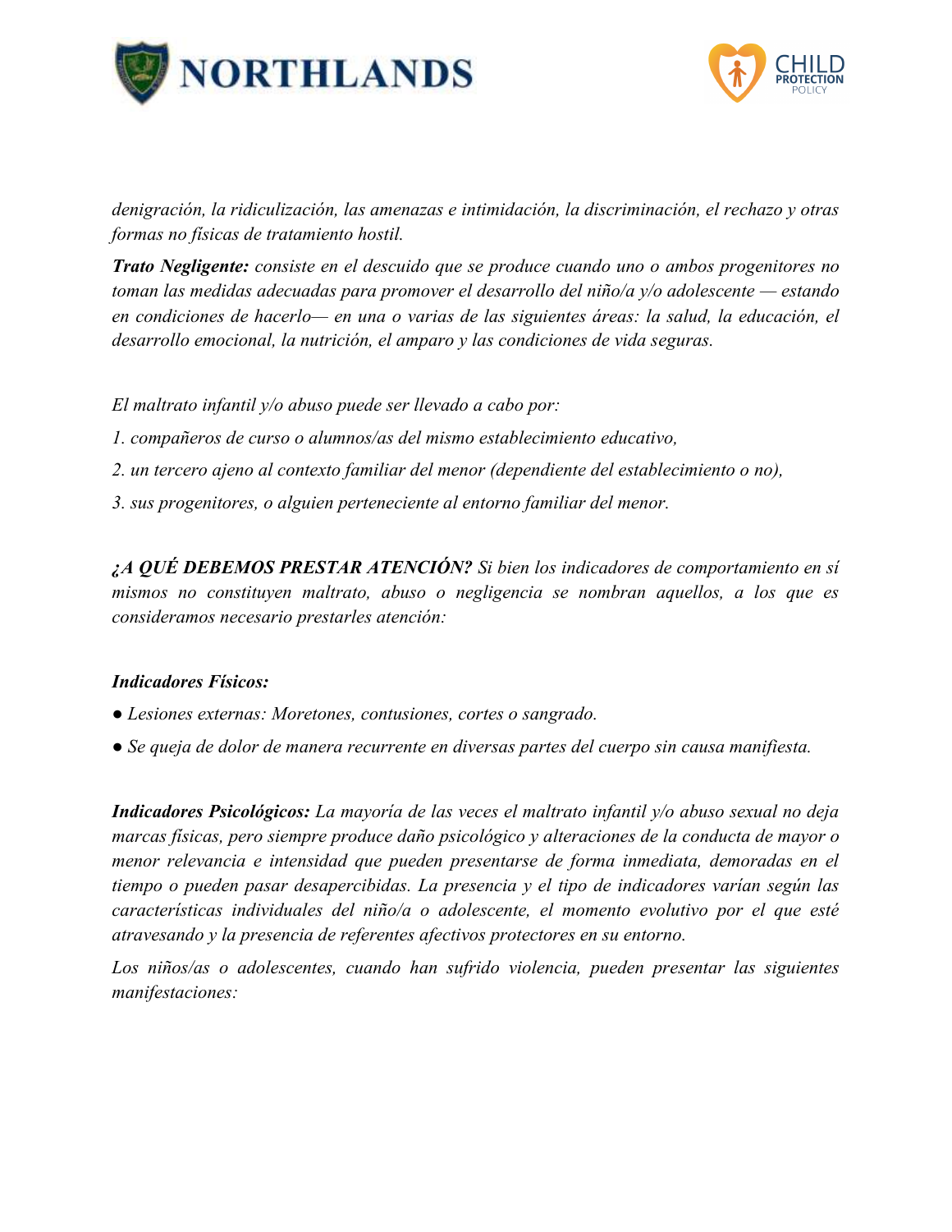*denigración, la ridiculización, las amenazas e intimidación, la discriminación, el rechazo y otras formas no físicas de tratamiento hostil.*

***Trato Negligente:*** *consiste en el descuido que se produce cuando uno o ambos progenitores no toman las medidas adecuadas para promover el desarrollo del niño/a y/o adolescente — estando en condiciones de hacerlo— en una o varias de las siguientes áreas: la salud, la educación, el desarrollo emocional, la nutrición, el amparo y las condiciones de vida seguras.*

*El maltrato infantil y/o abuso puede ser llevado a cabo por:*

*1. compañeros de curso o alumnos/as del mismo establecimiento educativo,*

*2. un tercero ajeno al contexto familiar del menor (dependiente del establecimiento o no),*

*3. sus progenitores, o alguien perteneciente al entorno familiar del menor.*

***¿A QUÉ DEBEMOS PRESTAR ATENCIÓN?*** *Si bien los indicadores de comportamiento en sí mismos no constituyen maltrato, abuso o negligencia se nombran aquellos, a los que es consideramos necesario prestarles atención:*

***Indicadores Físicos:***

- *Lesiones externas: Moretones, contusiones, cortes o sangrado.*
- *Se queja de dolor de manera recurrente en diversas partes del cuerpo sin causa manifiesta.*

***Indicadores Psicológicos:*** *La mayoría de las veces el maltrato infantil y/o abuso sexual no deja marcas físicas, pero siempre produce daño psicológico y alteraciones de la conducta de mayor o menor relevancia e intensidad que pueden presentarse de forma inmediata, demoradas en el tiempo o pueden pasar desapercibidas. La presencia y el tipo de indicadores varían según las características individuales del niño/a o adolescente, el momento evolutivo por el que esté atravesando y la presencia de referentes afectivos protectores en su entorno.*

*Los niños/as o adolescentes, cuando han sufrido violencia, pueden presentar las siguientes manifestaciones:*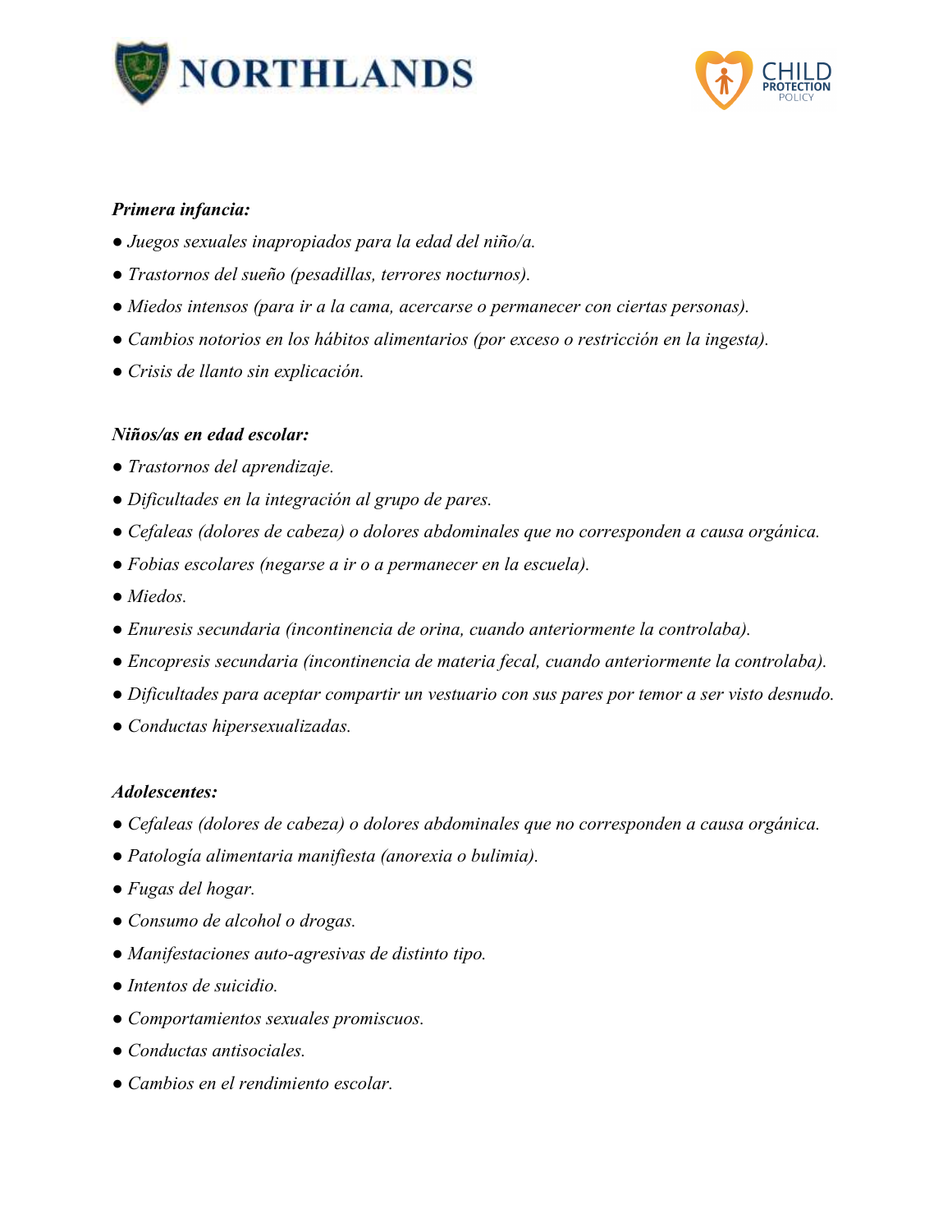***Primera infancia:***

*● Juegos sexuales inapropiados para la edad del niño/a.*

*● Trastornos del sueño (pesadillas, terrores nocturnos).*

*● Miedos intensos (para ir a la cama, acercarse o permanecer con ciertas personas).*

*● Cambios notorios en los hábitos alimentarios (por exceso o restricción en la ingesta).*

*● Crisis de llanto sin explicación.*

***Niños/as en edad escolar:***

*● Trastornos del aprendizaje.*

*● Dificultades en la integración al grupo de pares.*

*● Cefaleas (dolores de cabeza) o dolores abdominales que no corresponden a causa orgánica.*

*● Fobias escolares (negarse a ir o a permanecer en la escuela).*

*● Miedos.*

*● Enuresis secundaria (incontinencia de orina, cuando anteriormente la controlaba).*

*● Encopresis secundaria (incontinencia de materia fecal, cuando anteriormente la controlaba).*

*● Dificultades para aceptar compartir un vestuario con sus pares por temor a ser visto desnudo.*

*● Conductas hipersexualizadas.*

***Adolescentes:***

*● Cefaleas (dolores de cabeza) o dolores abdominales que no corresponden a causa orgánica.*

*● Patología alimentaria manifiesta (anorexia o bulimia).*

*● Fugas del hogar.*

*● Consumo de alcohol o drogas.*

*● Manifestaciones auto-agresivas de distinto tipo.*

*● Intentos de suicidio.*

*● Comportamientos sexuales promiscuos.*

*● Conductas antisociales.*

*● Cambios en el rendimiento escolar.*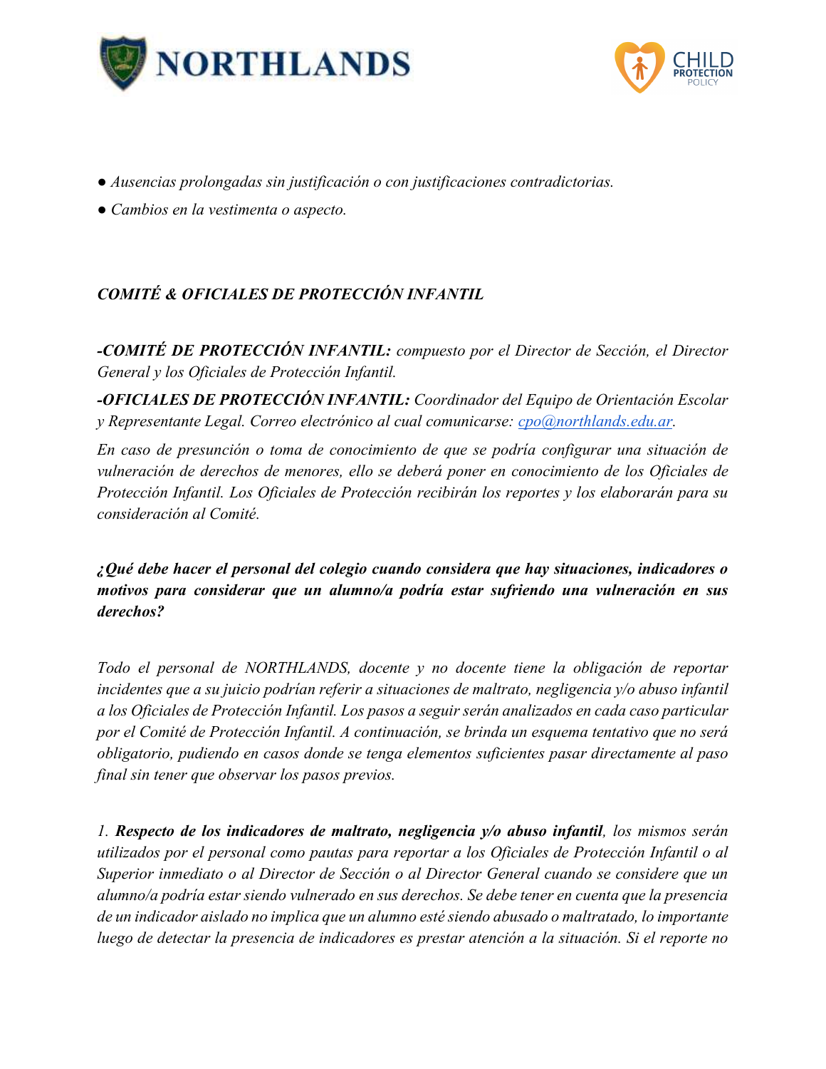- *Ausencias prolongadas sin justificación o con justificaciones contradictorias.*
- *Cambios en la vestimenta o aspecto.*

## *COMITÉ & OFICIALES DE PROTECCIÓN INFANTIL*

***-COMITÉ DE PROTECCIÓN INFANTIL:*** *compuesto por el Director de Sección, el Director General y los Oficiales de Protección Infantil.*

***-OFICIALES DE PROTECCIÓN INFANTIL:*** *Coordinador del Equipo de Orientación Escolar y Representante Legal. Correo electrónico al cual comunicarse: cpo@northlands.edu.ar.*

*En caso de presunción o toma de conocimiento de que se podría configurar una situación de vulneración de derechos de menores, ello se deberá poner en conocimiento de los Oficiales de Protección Infantil. Los Oficiales de Protección recibirán los reportes y los elaborarán para su consideración al Comité.*

### ***¿Qué debe hacer el personal del colegio cuando considera que hay situaciones, indicadores o motivos para considerar que un alumno/a podría estar sufriendo una vulneración en sus derechos?***

*Todo el personal de NORTHLANDS, docente y no docente tiene la obligación de reportar incidentes que a su juicio podrían referir a situaciones de maltrato, negligencia y/o abuso infantil a los Oficiales de Protección Infantil. Los pasos a seguir serán analizados en cada caso particular por el Comité de Protección Infantil. A continuación, se brinda un esquema tentativo que no será obligatorio, pudiendo en casos donde se tenga elementos suficientes pasar directamente al paso final sin tener que observar los pasos previos.*

*1. **Respecto de los indicadores de maltrato, negligencia y/o abuso infantil**, los mismos serán utilizados por el personal como pautas para reportar a los Oficiales de Protección Infantil o al Superior inmediato o al Director de Sección o al Director General cuando se considere que un alumno/a podría estar siendo vulnerado en sus derechos. Se debe tener en cuenta que la presencia de un indicador aislado no implica que un alumno esté siendo abusado o maltratado, lo importante luego de detectar la presencia de indicadores es prestar atención a la situación. Si el reporte no*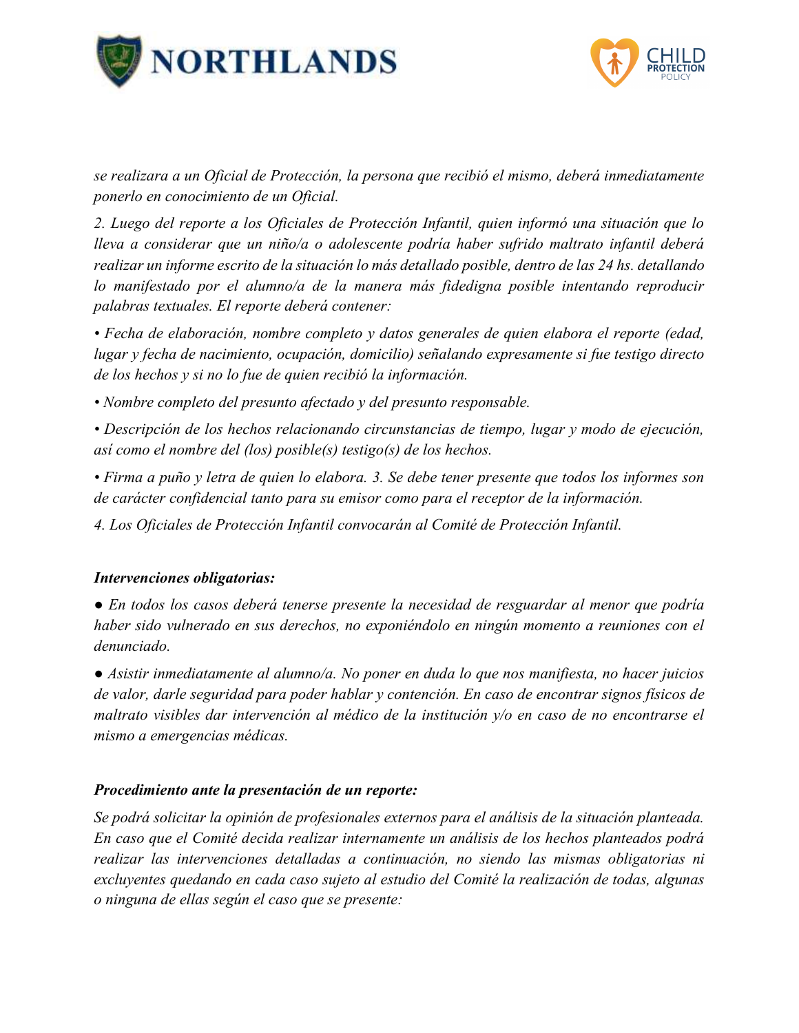*se realizara a un Oficial de Protección, la persona que recibió el mismo, deberá inmediatamente ponerlo en conocimiento de un Oficial.*

*2. Luego del reporte a los Oficiales de Protección Infantil, quien informó una situación que lo lleva a considerar que un niño/a o adolescente podría haber sufrido maltrato infantil deberá realizar un informe escrito de la situación lo más detallado posible, dentro de las 24 hs. detallando lo manifestado por el alumno/a de la manera más fidedigna posible intentando reproducir palabras textuales. El reporte deberá contener:*

*• Fecha de elaboración, nombre completo y datos generales de quien elabora el reporte (edad, lugar y fecha de nacimiento, ocupación, domicilio) señalando expresamente si fue testigo directo de los hechos y si no lo fue de quien recibió la información.*

*• Nombre completo del presunto afectado y del presunto responsable.*

*• Descripción de los hechos relacionando circunstancias de tiempo, lugar y modo de ejecución, así como el nombre del (los) posible(s) testigo(s) de los hechos.*

*• Firma a puño y letra de quien lo elabora. 3. Se debe tener presente que todos los informes son de carácter confidencial tanto para su emisor como para el receptor de la información.*

*4. Los Oficiales de Protección Infantil convocarán al Comité de Protección Infantil.*

***Intervenciones obligatorias:***

*● En todos los casos deberá tenerse presente la necesidad de resguardar al menor que podría haber sido vulnerado en sus derechos, no exponiéndolo en ningún momento a reuniones con el denunciado.*

*● Asistir inmediatamente al alumno/a. No poner en duda lo que nos manifiesta, no hacer juicios de valor, darle seguridad para poder hablar y contención. En caso de encontrar signos físicos de maltrato visibles dar intervención al médico de la institución y/o en caso de no encontrarse el mismo a emergencias médicas.*

***Procedimiento ante la presentación de un reporte:***

*Se podrá solicitar la opinión de profesionales externos para el análisis de la situación planteada. En caso que el Comité decida realizar internamente un análisis de los hechos planteados podrá realizar las intervenciones detalladas a continuación, no siendo las mismas obligatorias ni excluyentes quedando en cada caso sujeto al estudio del Comité la realización de todas, algunas o ninguna de ellas según el caso que se presente:*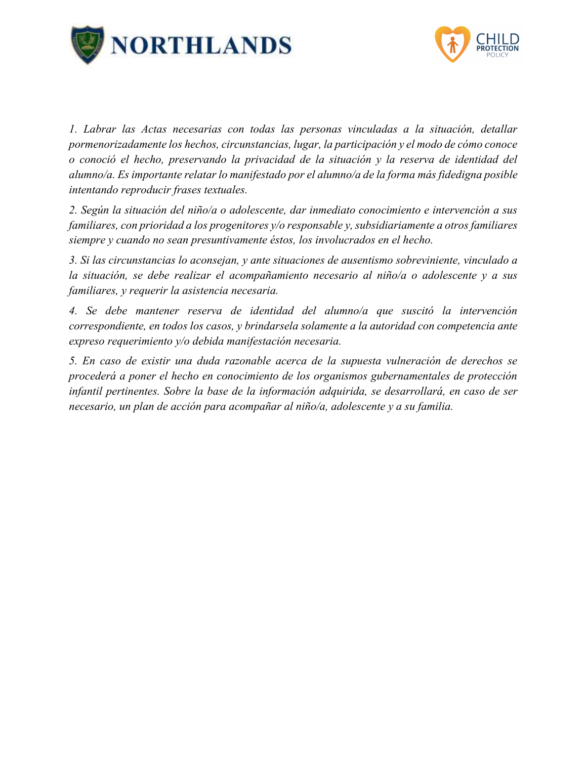*1. Labrar las Actas necesarias con todas las personas vinculadas a la situación, detallar pormenorizadamente los hechos, circunstancias, lugar, la participación y el modo de cómo conoce o conoció el hecho, preservando la privacidad de la situación y la reserva de identidad del alumno/a. Es importante relatar lo manifestado por el alumno/a de la forma más fidedigna posible intentando reproducir frases textuales.*

*2. Según la situación del niño/a o adolescente, dar inmediato conocimiento e intervención a sus familiares, con prioridad a los progenitores y/o responsable y, subsidiariamente a otros familiares siempre y cuando no sean presuntivamente éstos, los involucrados en el hecho.*

*3. Si las circunstancias lo aconsejan, y ante situaciones de ausentismo sobreviniente, vinculado a la situación, se debe realizar el acompañamiento necesario al niño/a o adolescente y a sus familiares, y requerir la asistencia necesaria.*

*4. Se debe mantener reserva de identidad del alumno/a que suscitó la intervención correspondiente, en todos los casos, y brindarsela solamente a la autoridad con competencia ante expreso requerimiento y/o debida manifestación necesaria.*

*5. En caso de existir una duda razonable acerca de la supuesta vulneración de derechos se procederá a poner el hecho en conocimiento de los organismos gubernamentales de protección infantil pertinentes. Sobre la base de la información adquirida, se desarrollará, en caso de ser necesario, un plan de acción para acompañar al niño/a, adolescente y a su familia.*